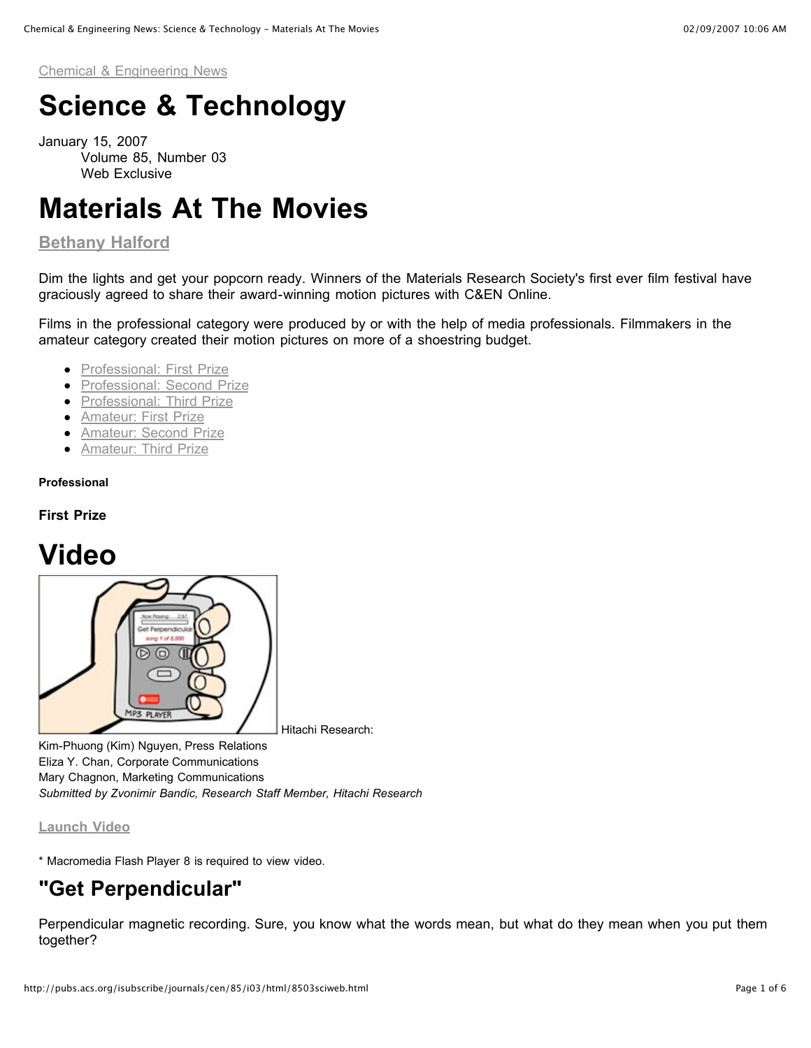Chemical & Engineering News

# Science & Technology

January 15, 2007
Volume 85, Number 03
Web Exclusive

# Materials At The Movies

**Bethany Halford**

Dim the lights and get your popcorn ready. Winners of the Materials Research Society's first ever film festival have graciously agreed to share their award-winning motion pictures with C&EN Online.

Films in the professional category were produced by or with the help of media professionals. Filmmakers in the amateur category created their motion pictures on more of a shoestring budget.

- Professional: First Prize
- Professional: Second Prize
- Professional: Third Prize
- Amateur: First Prize
- Amateur: Second Prize
- Amateur: Third Prize

**Professional**

**First Prize**

# Video

Hitachi Research:
Kim-Phuong (Kim) Nguyen, Press Relations
Eliza Y. Chan, Corporate Communications
Mary Chagnon, Marketing Communications
*Submitted by Zvonimir Bandic, Research Staff Member, Hitachi Research*

**Launch Video**

\* Macromedia Flash Player 8 is required to view video.

## "Get Perpendicular"

Perpendicular magnetic recording. Sure, you know what the words mean, but what do they mean when you put them together?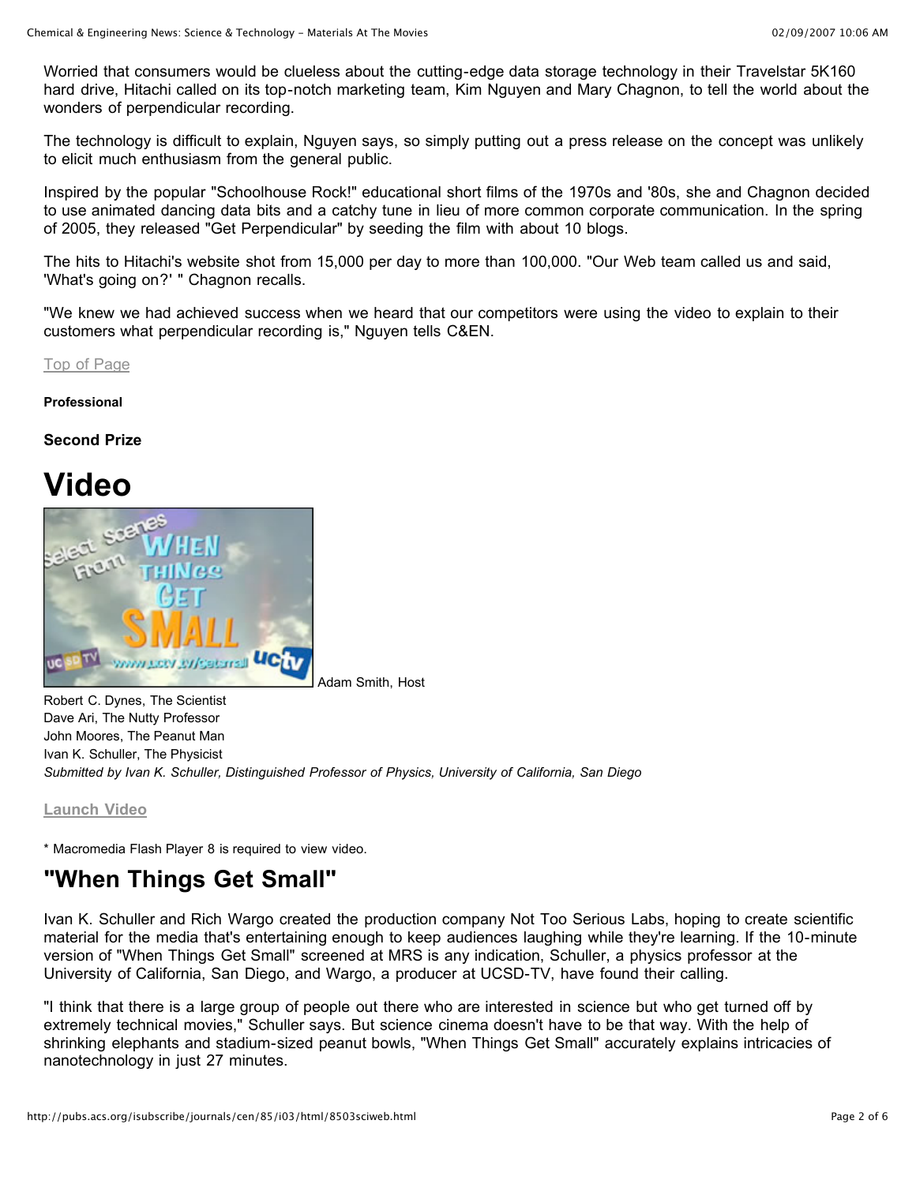Worried that consumers would be clueless about the cutting-edge data storage technology in their Travelstar 5K160 hard drive, Hitachi called on its top-notch marketing team, Kim Nguyen and Mary Chagnon, to tell the world about the wonders of perpendicular recording.

The technology is difficult to explain, Nguyen says, so simply putting out a press release on the concept was unlikely to elicit much enthusiasm from the general public.

Inspired by the popular "Schoolhouse Rock!" educational short films of the 1970s and '80s, she and Chagnon decided to use animated dancing data bits and a catchy tune in lieu of more common corporate communication. In the spring of 2005, they released "Get Perpendicular" by seeding the film with about 10 blogs.

The hits to Hitachi's website shot from 15,000 per day to more than 100,000. "Our Web team called us and said, 'What's going on?' " Chagnon recalls.

"We knew we had achieved success when we heard that our competitors were using the video to explain to their customers what perpendicular recording is," Nguyen tells C&EN.

Top of Page

**Professional**

**Second Prize**

# Video

Adam Smith, Host
Robert C. Dynes, The Scientist
Dave Ari, The Nutty Professor
John Moores, The Peanut Man
Ivan K. Schuller, The Physicist
*Submitted by Ivan K. Schuller, Distinguished Professor of Physics, University of California, San Diego*

**Launch Video**

* Macromedia Flash Player 8 is required to view video.

## "When Things Get Small"

Ivan K. Schuller and Rich Wargo created the production company Not Too Serious Labs, hoping to create scientific material for the media that's entertaining enough to keep audiences laughing while they're learning. If the 10-minute version of "When Things Get Small" screened at MRS is any indication, Schuller, a physics professor at the University of California, San Diego, and Wargo, a producer at UCSD-TV, have found their calling.

"I think that there is a large group of people out there who are interested in science but who get turned off by extremely technical movies," Schuller says. But science cinema doesn't have to be that way. With the help of shrinking elephants and stadium-sized peanut bowls, "When Things Get Small" accurately explains intricacies of nanotechnology in just 27 minutes.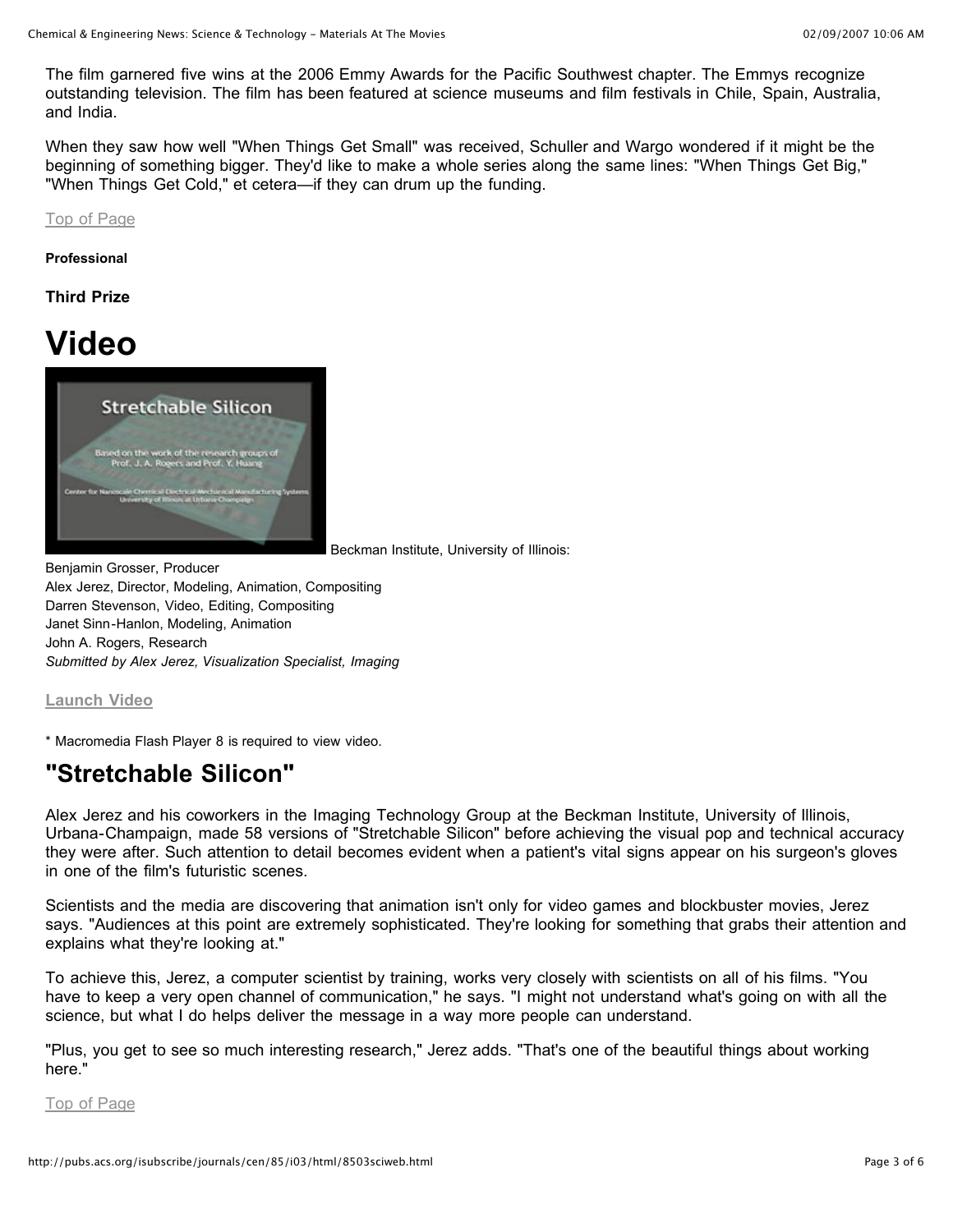The film garnered five wins at the 2006 Emmy Awards for the Pacific Southwest chapter. The Emmys recognize outstanding television. The film has been featured at science museums and film festivals in Chile, Spain, Australia, and India.

When they saw how well "When Things Get Small" was received, Schuller and Wargo wondered if it might be the beginning of something bigger. They'd like to make a whole series along the same lines: "When Things Get Big," "When Things Get Cold," et cetera—if they can drum up the funding.

Top of Page

**Professional**

**Third Prize**

# Video

Beckman Institute, University of Illinois:

Benjamin Grosser, Producer
Alex Jerez, Director, Modeling, Animation, Compositing
Darren Stevenson, Video, Editing, Compositing
Janet Sinn-Hanlon, Modeling, Animation
John A. Rogers, Research
*Submitted by Alex Jerez, Visualization Specialist, Imaging*

**Launch Video**

* Macromedia Flash Player 8 is required to view video.

## "Stretchable Silicon"

Alex Jerez and his coworkers in the Imaging Technology Group at the Beckman Institute, University of Illinois, Urbana-Champaign, made 58 versions of "Stretchable Silicon" before achieving the visual pop and technical accuracy they were after. Such attention to detail becomes evident when a patient's vital signs appear on his surgeon's gloves in one of the film's futuristic scenes.

Scientists and the media are discovering that animation isn't only for video games and blockbuster movies, Jerez says. "Audiences at this point are extremely sophisticated. They're looking for something that grabs their attention and explains what they're looking at."

To achieve this, Jerez, a computer scientist by training, works very closely with scientists on all of his films. "You have to keep a very open channel of communication," he says. "I might not understand what's going on with all the science, but what I do helps deliver the message in a way more people can understand.

"Plus, you get to see so much interesting research," Jerez adds. "That's one of the beautiful things about working here."

Top of Page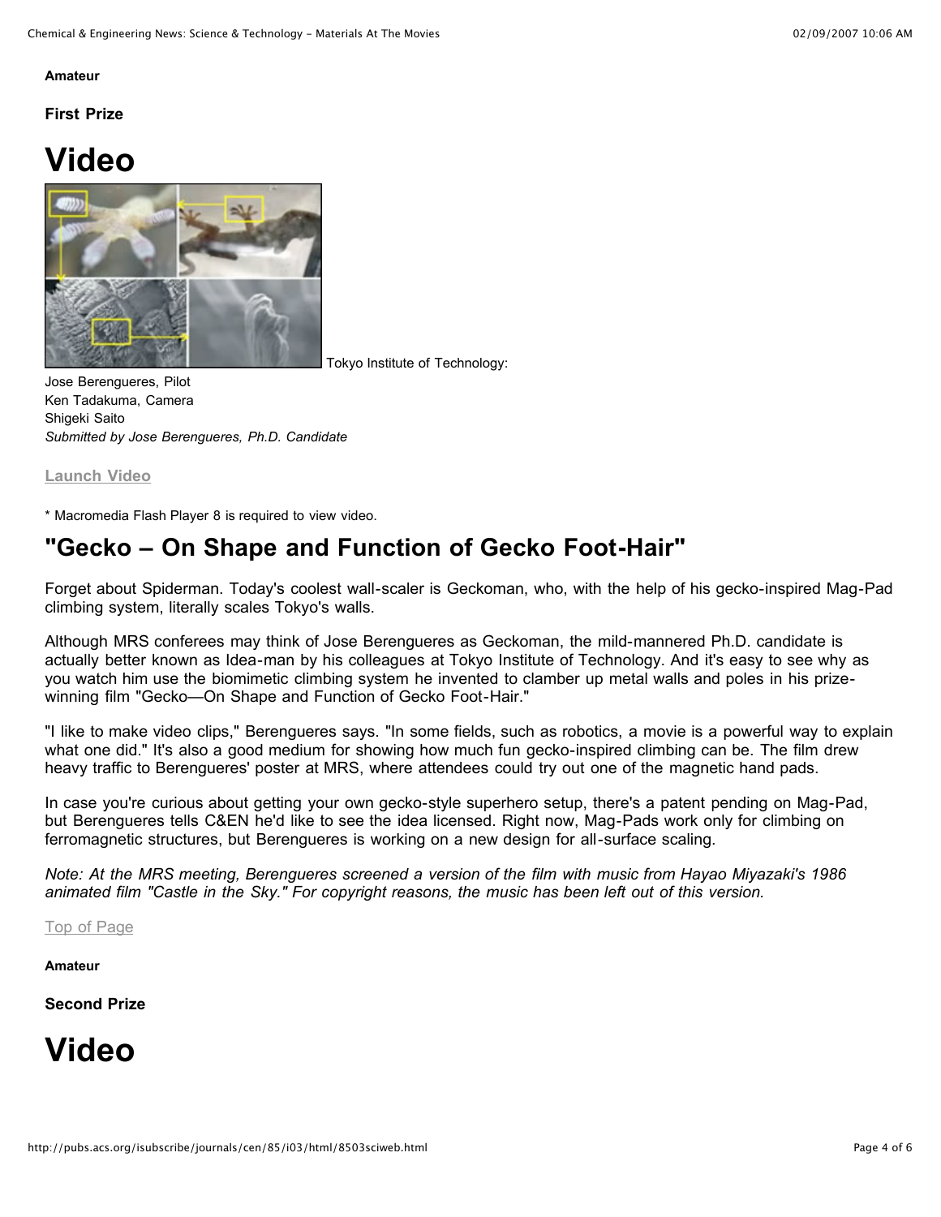**Amateur**

**First Prize**

# Video

Tokyo Institute of Technology:

Jose Berengueres, Pilot
Ken Tadakuma, Camera
Shigeki Saito
*Submitted by Jose Berengueres, Ph.D. Candidate*

Launch Video

* Macromedia Flash Player 8 is required to view video.

## "Gecko – On Shape and Function of Gecko Foot-Hair"

Forget about Spiderman. Today's coolest wall-scaler is Geckoman, who, with the help of his gecko-inspired Mag-Pad climbing system, literally scales Tokyo's walls.

Although MRS conferees may think of Jose Berengueres as Geckoman, the mild-mannered Ph.D. candidate is actually better known as Idea-man by his colleagues at Tokyo Institute of Technology. And it's easy to see why as you watch him use the biomimetic climbing system he invented to clamber up metal walls and poles in his prize-winning film "Gecko—On Shape and Function of Gecko Foot-Hair."

"I like to make video clips," Berengueres says. "In some fields, such as robotics, a movie is a powerful way to explain what one did." It's also a good medium for showing how much fun gecko-inspired climbing can be. The film drew heavy traffic to Berengueres' poster at MRS, where attendees could try out one of the magnetic hand pads.

In case you're curious about getting your own gecko-style superhero setup, there's a patent pending on Mag-Pad, but Berengueres tells C&EN he'd like to see the idea licensed. Right now, Mag-Pads work only for climbing on ferromagnetic structures, but Berengueres is working on a new design for all-surface scaling.

*Note: At the MRS meeting, Berengueres screened a version of the film with music from Hayao Miyazaki's 1986 animated film "Castle in the Sky." For copyright reasons, the music has been left out of this version.*

Top of Page

**Amateur**

**Second Prize**

# Video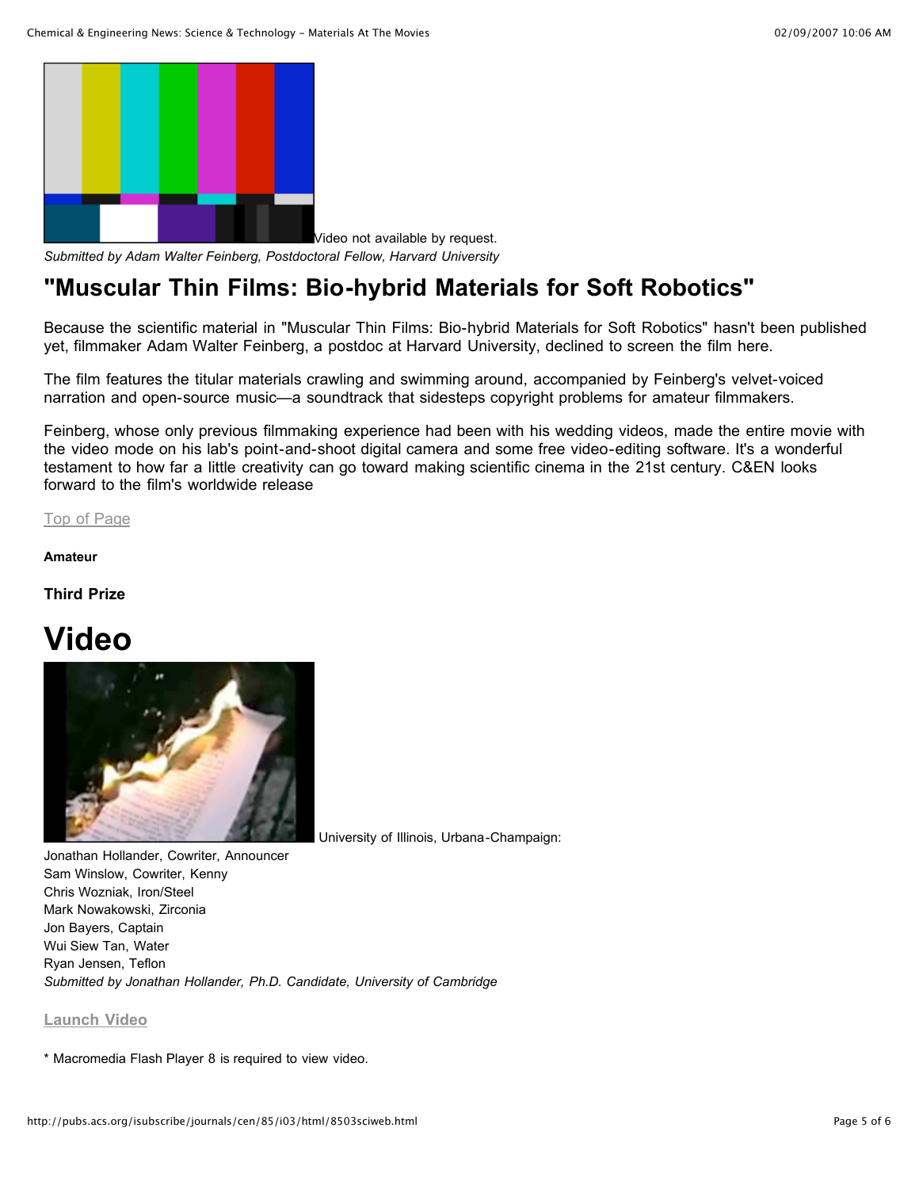Video not available by request.

*Submitted by Adam Walter Feinberg, Postdoctoral Fellow, Harvard University*

## "Muscular Thin Films: Bio-hybrid Materials for Soft Robotics"

Because the scientific material in "Muscular Thin Films: Bio-hybrid Materials for Soft Robotics" hasn't been published yet, filmmaker Adam Walter Feinberg, a postdoc at Harvard University, declined to screen the film here.

The film features the titular materials crawling and swimming around, accompanied by Feinberg's velvet-voiced narration and open-source music—a soundtrack that sidesteps copyright problems for amateur filmmakers.

Feinberg, whose only previous filmmaking experience had been with his wedding videos, made the entire movie with the video mode on his lab's point-and-shoot digital camera and some free video-editing software. It's a wonderful testament to how far a little creativity can go toward making scientific cinema in the 21st century. C&EN looks forward to the film's worldwide release

Top of Page

**Amateur**

**Third Prize**

# Video

University of Illinois, Urbana-Champaign:

Jonathan Hollander, Cowriter, Announcer
Sam Winslow, Cowriter, Kenny
Chris Wozniak, Iron/Steel
Mark Nowakowski, Zirconia
Jon Bayers, Captain
Wui Siew Tan, Water
Ryan Jensen, Teflon

*Submitted by Jonathan Hollander, Ph.D. Candidate, University of Cambridge*

**Launch Video**

* Macromedia Flash Player 8 is required to view video.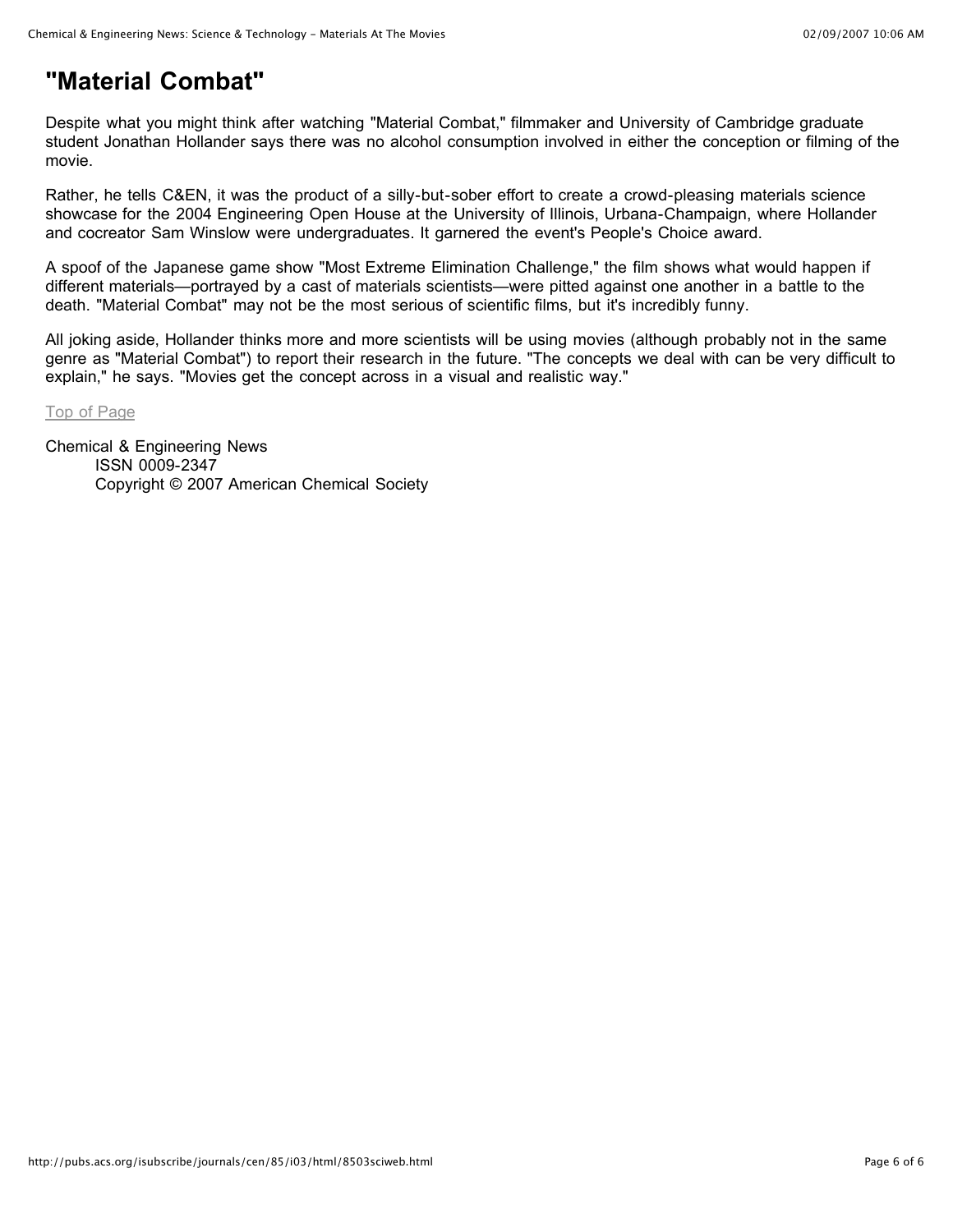## "Material Combat"

Despite what you might think after watching "Material Combat," filmmaker and University of Cambridge graduate student Jonathan Hollander says there was no alcohol consumption involved in either the conception or filming of the movie.

Rather, he tells C&EN, it was the product of a silly-but-sober effort to create a crowd-pleasing materials science showcase for the 2004 Engineering Open House at the University of Illinois, Urbana-Champaign, where Hollander and cocreator Sam Winslow were undergraduates. It garnered the event's People's Choice award.

A spoof of the Japanese game show "Most Extreme Elimination Challenge," the film shows what would happen if different materials—portrayed by a cast of materials scientists—were pitted against one another in a battle to the death. "Material Combat" may not be the most serious of scientific films, but it's incredibly funny.

All joking aside, Hollander thinks more and more scientists will be using movies (although probably not in the same genre as "Material Combat") to report their research in the future. "The concepts we deal with can be very difficult to explain," he says. "Movies get the concept across in a visual and realistic way."

Top of Page

Chemical & Engineering News
ISSN 0009-2347
Copyright © 2007 American Chemical Society